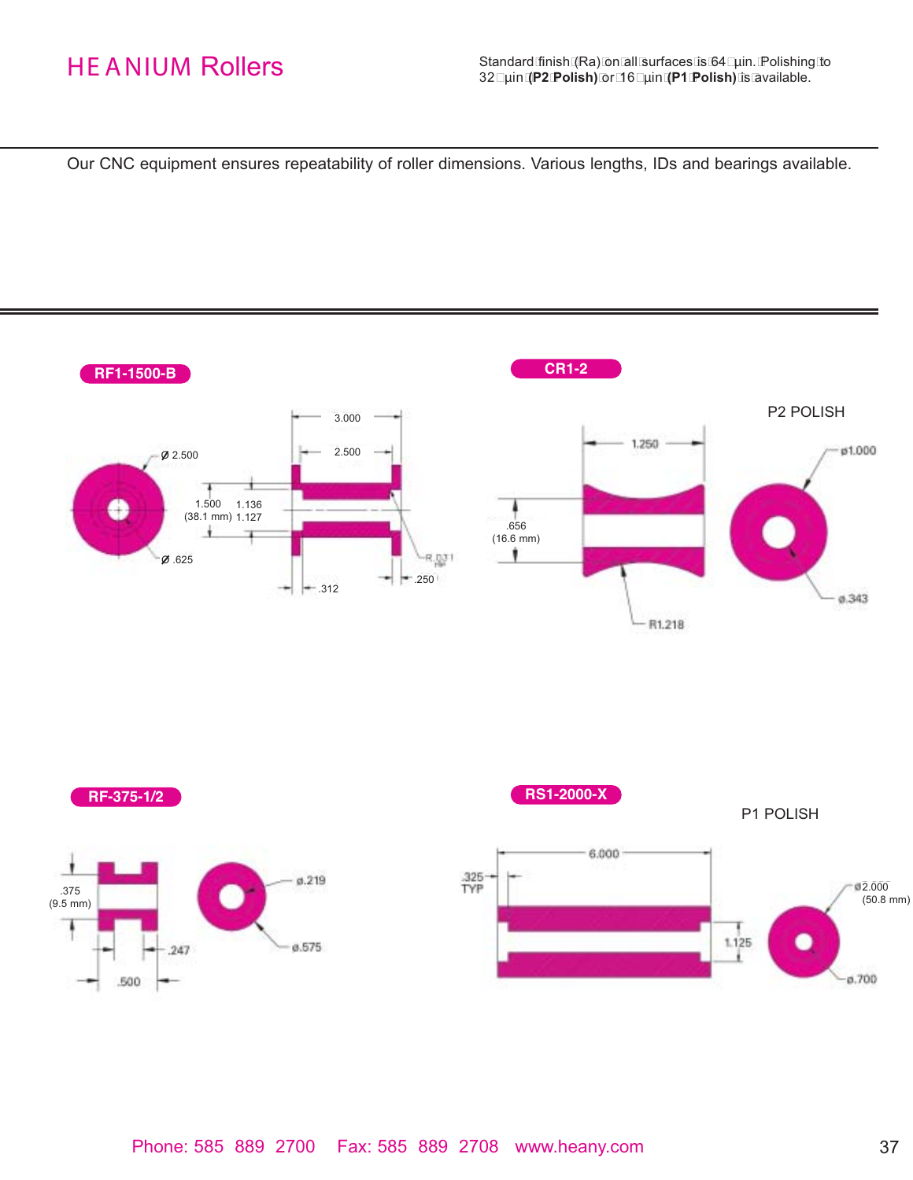# HEANIUM Rollers

Standard finish (Ra) on all surfaces is 64 µin. Polishing to 32 µin **(P2 Polish)** or 16 µin **(P1 Polish)** is available.

Our CNC equipment ensures repeatability of roller dimensions. Various lengths, IDs and bearings available.

## RF1-1500-B

Ø 2.500

Ø .625

3.000

2.500

1.500 (38.1 mm)

1.136 1.127

R.031 TYP

.312

.250

## CR1-2

P2 POLISH

1.250

.656 (16.6 mm)

R1.218

ø1.000

ø.343

## RF-375-1/2

.375 (9.5 mm)

.247

.500

ø.219

ø.575

## RS1-2000-X

P1 POLISH

6.000

.325 TYP

1.125

ø2.000 (50.8 mm)

ø.700

Phone: 585 889 2700 Fax: 585 889 2708 www.heany.com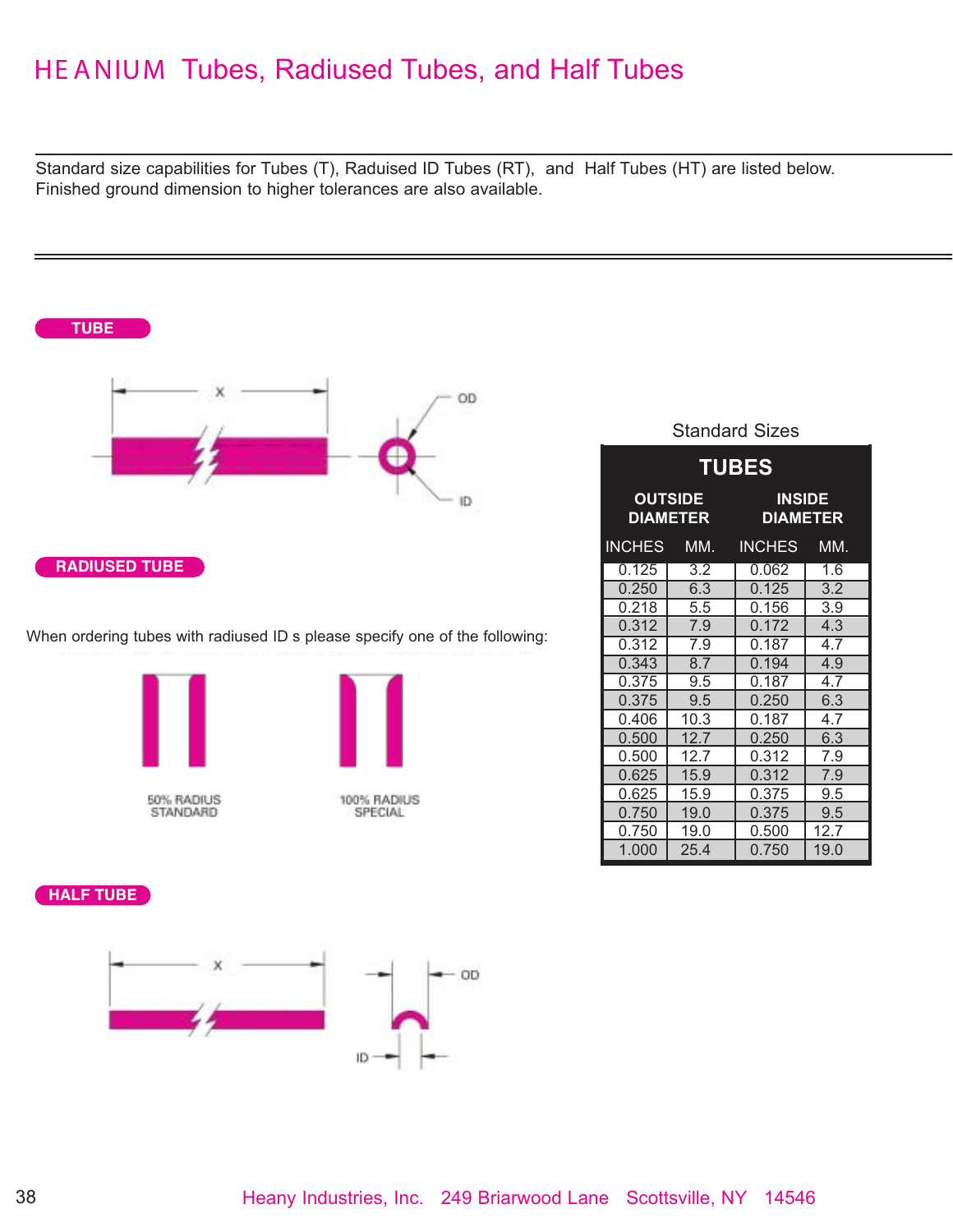# HEANIUM Tubes, Radiused Tubes, and Half Tubes

Standard size capabilities for Tubes (T), Raduised ID Tubes (RT), and Half Tubes (HT) are listed below.
Finished ground dimension to higher tolerances are also available.

**TUBE**

X

OD

ID

**RADIUSED TUBE**

When ordering tubes with radiused ID s please specify one of the following:

50% RADIUS STANDARD

100% RADIUS SPECIAL

**HALF TUBE**

X

OD

ID

Standard Sizes

| TUBES | | | |
|---|---|---|---|
| OUTSIDE DIAMETER | | INSIDE DIAMETER | |
| INCHES | MM. | INCHES | MM. |
| 0.125 | 3.2 | 0.062 | 1.6 |
| 0.250 | 6.3 | 0.125 | 3.2 |
| 0.218 | 5.5 | 0.156 | 3.9 |
| 0.312 | 7.9 | 0.172 | 4.3 |
| 0.312 | 7.9 | 0.187 | 4.7 |
| 0.343 | 8.7 | 0.194 | 4.9 |
| 0.375 | 9.5 | 0.187 | 4.7 |
| 0.375 | 9.5 | 0.250 | 6.3 |
| 0.406 | 10.3 | 0.187 | 4.7 |
| 0.500 | 12.7 | 0.250 | 6.3 |
| 0.500 | 12.7 | 0.312 | 7.9 |
| 0.625 | 15.9 | 0.312 | 7.9 |
| 0.625 | 15.9 | 0.375 | 9.5 |
| 0.750 | 19.0 | 0.375 | 9.5 |
| 0.750 | 19.0 | 0.500 | 12.7 |
| 1.000 | 25.4 | 0.750 | 19.0 |

Heany Industries, Inc. 249 Briarwood Lane Scottsville, NY 14546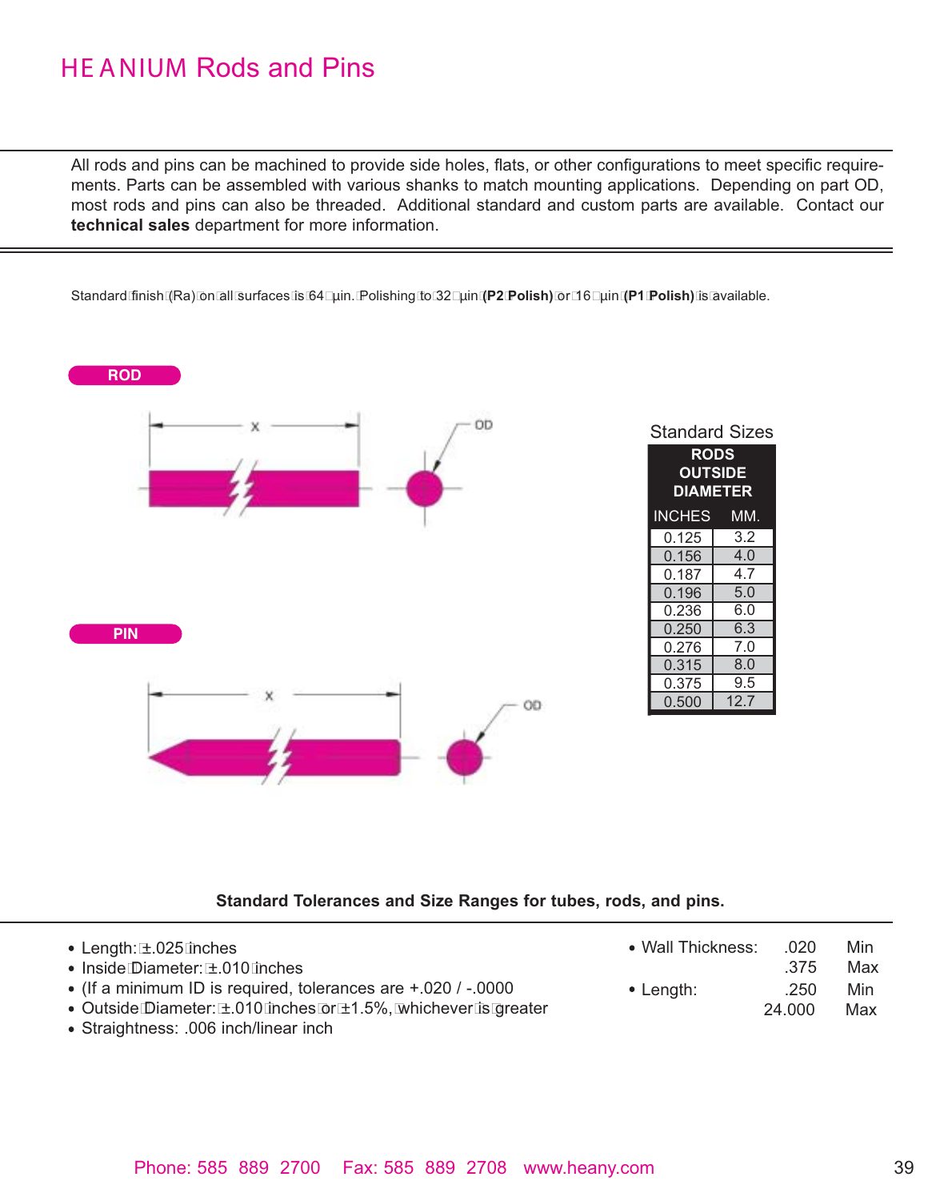# HEANIUM Rods and Pins

All rods and pins can be machined to provide side holes, flats, or other configurations to meet specific requirements. Parts can be assembled with various shanks to match mounting applications. Depending on part OD, most rods and pins can also be threaded. Additional standard and custom parts are available. Contact our **technical sales** department for more information.

Standard finish (Ra) on all surfaces is 64 µin. Polishing to 32 µin **(P2 Polish)** or 16 µin **(P1 Polish)** is available.

**ROD**

X

OD

**PIN**

X

OD

Standard Sizes

| RODS OUTSIDE DIAMETER | |
|---|---|
| INCHES | MM. |
| 0.125 | 3.2 |
| 0.156 | 4.0 |
| 0.187 | 4.7 |
| 0.196 | 5.0 |
| 0.236 | 6.0 |
| 0.250 | 6.3 |
| 0.276 | 7.0 |
| 0.315 | 8.0 |
| 0.375 | 9.5 |
| 0.500 | 12.7 |

**Standard Tolerances and Size Ranges for tubes, rods, and pins.**

- Length: ±.025 inches
- Inside Diameter: ±.010 inches
- (If a minimum ID is required, tolerances are +.020 / -.0000
- Outside Diameter: ±.010 inches or ±1.5%, whichever is greater
- Straightness: .006 inch/linear inch

- Wall Thickness: .020 Min, .375 Max
- Length: .250 Min, 24.000 Max

Phone: 585 889 2700 Fax: 585 889 2708 www.heany.com